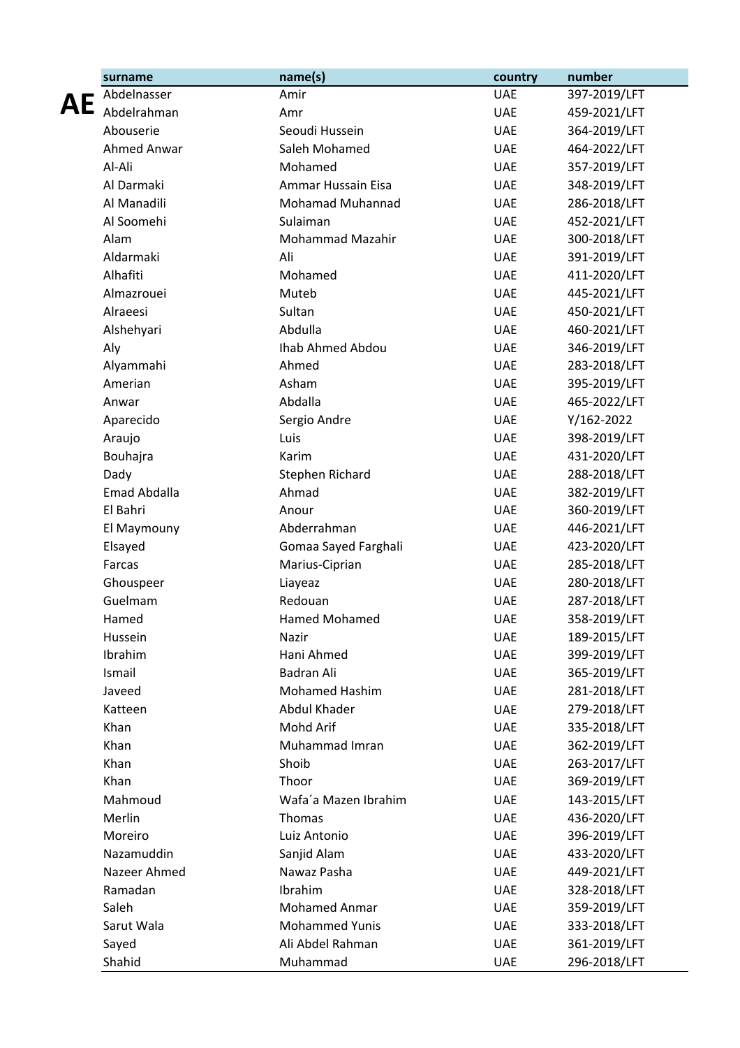# AE

| surname | name(s) | country | number |
|---|---|---|---|
| Abdelnasser | Amir | UAE | 397-2019/LFT |
| Abdelrahman | Amr | UAE | 459-2021/LFT |
| Abouserie | Seoudi Hussein | UAE | 364-2019/LFT |
| Ahmed Anwar | Saleh Mohamed | UAE | 464-2022/LFT |
| Al-Ali | Mohamed | UAE | 357-2019/LFT |
| Al Darmaki | Ammar Hussain Eisa | UAE | 348-2019/LFT |
| Al Manadili | Mohamad Muhannad | UAE | 286-2018/LFT |
| Al Soomehi | Sulaiman | UAE | 452-2021/LFT |
| Alam | Mohammad Mazahir | UAE | 300-2018/LFT |
| Aldarmaki | Ali | UAE | 391-2019/LFT |
| Alhafiti | Mohamed | UAE | 411-2020/LFT |
| Almazrouei | Muteb | UAE | 445-2021/LFT |
| Alraeesi | Sultan | UAE | 450-2021/LFT |
| Alshehyari | Abdulla | UAE | 460-2021/LFT |
| Aly | Ihab Ahmed Abdou | UAE | 346-2019/LFT |
| Alyammahi | Ahmed | UAE | 283-2018/LFT |
| Amerian | Asham | UAE | 395-2019/LFT |
| Anwar | Abdalla | UAE | 465-2022/LFT |
| Aparecido | Sergio Andre | UAE | Y/162-2022 |
| Araujo | Luis | UAE | 398-2019/LFT |
| Bouhajra | Karim | UAE | 431-2020/LFT |
| Dady | Stephen Richard | UAE | 288-2018/LFT |
| Emad Abdalla | Ahmad | UAE | 382-2019/LFT |
| El Bahri | Anour | UAE | 360-2019/LFT |
| El Maymouny | Abderrahman | UAE | 446-2021/LFT |
| Elsayed | Gomaa Sayed Farghali | UAE | 423-2020/LFT |
| Farcas | Marius-Ciprian | UAE | 285-2018/LFT |
| Ghouspeer | Liayeaz | UAE | 280-2018/LFT |
| Guelmam | Redouan | UAE | 287-2018/LFT |
| Hamed | Hamed Mohamed | UAE | 358-2019/LFT |
| Hussein | Nazir | UAE | 189-2015/LFT |
| Ibrahim | Hani Ahmed | UAE | 399-2019/LFT |
| Ismail | Badran Ali | UAE | 365-2019/LFT |
| Javeed | Mohamed Hashim | UAE | 281-2018/LFT |
| Katteen | Abdul Khader | UAE | 279-2018/LFT |
| Khan | Mohd Arif | UAE | 335-2018/LFT |
| Khan | Muhammad Imran | UAE | 362-2019/LFT |
| Khan | Shoib | UAE | 263-2017/LFT |
| Khan | Thoor | UAE | 369-2019/LFT |
| Mahmoud | Wafa´a Mazen Ibrahim | UAE | 143-2015/LFT |
| Merlin | Thomas | UAE | 436-2020/LFT |
| Moreiro | Luiz Antonio | UAE | 396-2019/LFT |
| Nazamuddin | Sanjid Alam | UAE | 433-2020/LFT |
| Nazeer Ahmed | Nawaz Pasha | UAE | 449-2021/LFT |
| Ramadan | Ibrahim | UAE | 328-2018/LFT |
| Saleh | Mohamed Anmar | UAE | 359-2019/LFT |
| Sarut Wala | Mohammed Yunis | UAE | 333-2018/LFT |
| Sayed | Ali Abdel Rahman | UAE | 361-2019/LFT |
| Shahid | Muhammad | UAE | 296-2018/LFT |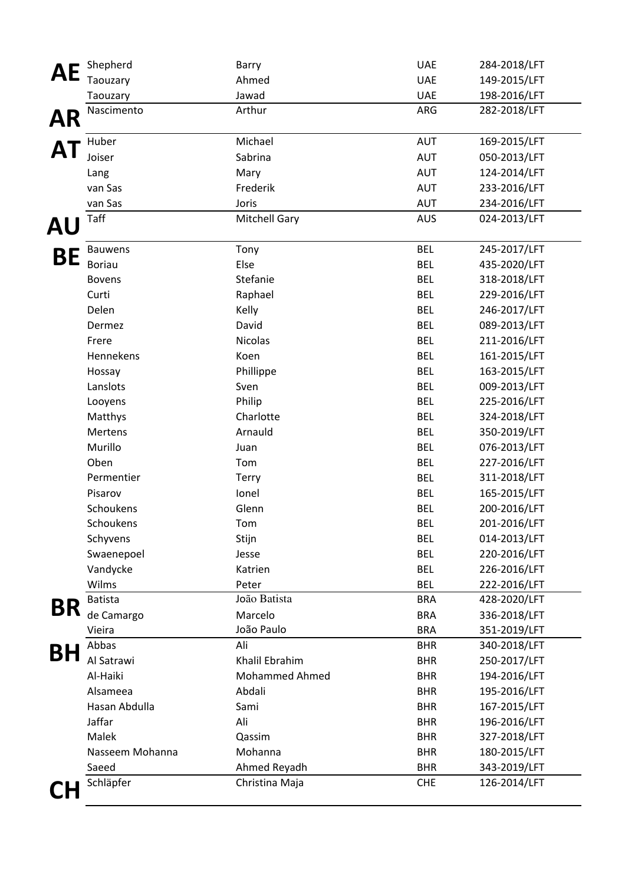| | | | | |
|---|---|---|---|---|
| **AE** | Shepherd | Barry | UAE | 284-2018/LFT |
| | Taouzary | Ahmed | UAE | 149-2015/LFT |
| | Taouzary | Jawad | UAE | 198-2016/LFT |
| **AR** | Nascimento | Arthur | ARG | 282-2018/LFT |
| **AT** | Huber | Michael | AUT | 169-2015/LFT |
| | Joiser | Sabrina | AUT | 050-2013/LFT |
| | Lang | Mary | AUT | 124-2014/LFT |
| | van Sas | Frederik | AUT | 233-2016/LFT |
| | van Sas | Joris | AUT | 234-2016/LFT |
| **AU** | Taff | Mitchell Gary | AUS | 024-2013/LFT |
| **BE** | Bauwens | Tony | BEL | 245-2017/LFT |
| | Boriau | Else | BEL | 435-2020/LFT |
| | Bovens | Stefanie | BEL | 318-2018/LFT |
| | Curti | Raphael | BEL | 229-2016/LFT |
| | Delen | Kelly | BEL | 246-2017/LFT |
| | Dermez | David | BEL | 089-2013/LFT |
| | Frere | Nicolas | BEL | 211-2016/LFT |
| | Hennekens | Koen | BEL | 161-2015/LFT |
| | Hossay | Phillippe | BEL | 163-2015/LFT |
| | Lanslots | Sven | BEL | 009-2013/LFT |
| | Looyens | Philip | BEL | 225-2016/LFT |
| | Matthys | Charlotte | BEL | 324-2018/LFT |
| | Mertens | Arnauld | BEL | 350-2019/LFT |
| | Murillo | Juan | BEL | 076-2013/LFT |
| | Oben | Tom | BEL | 227-2016/LFT |
| | Permentier | Terry | BEL | 311-2018/LFT |
| | Pisarov | Ionel | BEL | 165-2015/LFT |
| | Schoukens | Glenn | BEL | 200-2016/LFT |
| | Schoukens | Tom | BEL | 201-2016/LFT |
| | Schyvens | Stijn | BEL | 014-2013/LFT |
| | Swaenepoel | Jesse | BEL | 220-2016/LFT |
| | Vandycke | Katrien | BEL | 226-2016/LFT |
| | Wilms | Peter | BEL | 222-2016/LFT |
| **BR** | Batista | João Batista | BRA | 428-2020/LFT |
| | de Camargo | Marcelo | BRA | 336-2018/LFT |
| | Vieira | João Paulo | BRA | 351-2019/LFT |
| **BH** | Abbas | Ali | BHR | 340-2018/LFT |
| | Al Satrawi | Khalil Ebrahim | BHR | 250-2017/LFT |
| | Al-Haiki | Mohammed Ahmed | BHR | 194-2016/LFT |
| | Alsameea | Abdali | BHR | 195-2016/LFT |
| | Hasan Abdulla | Sami | BHR | 167-2015/LFT |
| | Jaffar | Ali | BHR | 196-2016/LFT |
| | Malek | Qassim | BHR | 327-2018/LFT |
| | Nasseem Mohanna | Mohanna | BHR | 180-2015/LFT |
| | Saeed | Ahmed Reyadh | BHR | 343-2019/LFT |
| **CH** | Schläpfer | Christina Maja | CHE | 126-2014/LFT |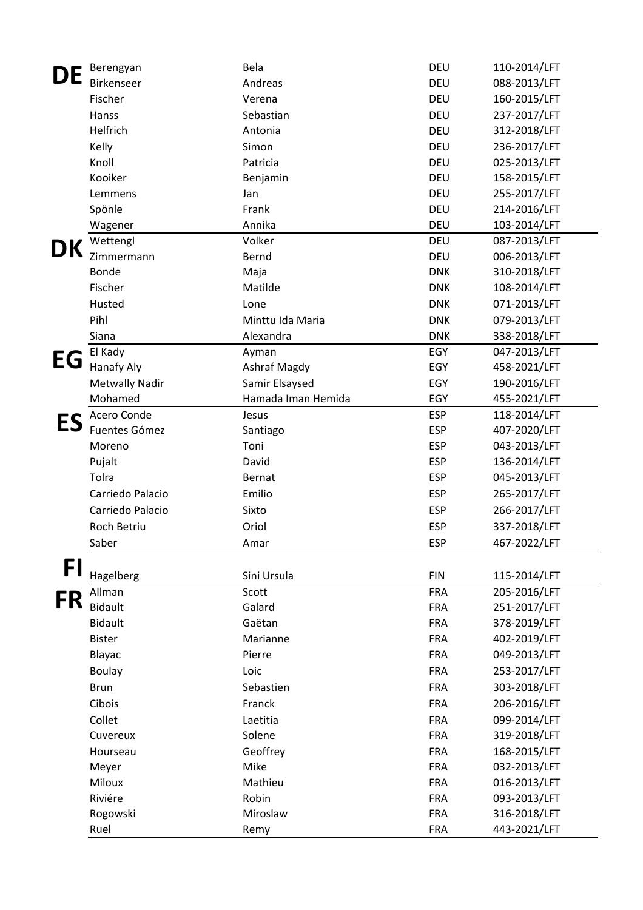| | | | | |
|---|---|---|---|---|
| **DE** | Berengyan | Bela | DEU | 110-2014/LFT |
| | Birkenseer | Andreas | DEU | 088-2013/LFT |
| | Fischer | Verena | DEU | 160-2015/LFT |
| | Hanss | Sebastian | DEU | 237-2017/LFT |
| | Helfrich | Antonia | DEU | 312-2018/LFT |
| | Kelly | Simon | DEU | 236-2017/LFT |
| | Knoll | Patricia | DEU | 025-2013/LFT |
| | Kooiker | Benjamin | DEU | 158-2015/LFT |
| | Lemmens | Jan | DEU | 255-2017/LFT |
| | Spönle | Frank | DEU | 214-2016/LFT |
| | Wagener | Annika | DEU | 103-2014/LFT |
| **DK** | Wettengl | Volker | DEU | 087-2013/LFT |
| | Zimmermann | Bernd | DEU | 006-2013/LFT |
| | Bonde | Maja | DNK | 310-2018/LFT |
| | Fischer | Matilde | DNK | 108-2014/LFT |
| | Husted | Lone | DNK | 071-2013/LFT |
| | Pihl | Minttu Ida Maria | DNK | 079-2013/LFT |
| | Siana | Alexandra | DNK | 338-2018/LFT |
| **EG** | El Kady | Ayman | EGY | 047-2013/LFT |
| | Hanafy Aly | Ashraf Magdy | EGY | 458-2021/LFT |
| | Metwally Nadir | Samir Elsaysed | EGY | 190-2016/LFT |
| | Mohamed | Hamada Iman Hemida | EGY | 455-2021/LFT |
| **ES** | Acero Conde | Jesus | ESP | 118-2014/LFT |
| | Fuentes Gómez | Santiago | ESP | 407-2020/LFT |
| | Moreno | Toni | ESP | 043-2013/LFT |
| | Pujalt | David | ESP | 136-2014/LFT |
| | Tolra | Bernat | ESP | 045-2013/LFT |
| | Carriedo Palacio | Emilio | ESP | 265-2017/LFT |
| | Carriedo Palacio | Sixto | ESP | 266-2017/LFT |
| | Roch Betriu | Oriol | ESP | 337-2018/LFT |
| | Saber | Amar | ESP | 467-2022/LFT |
| **FI** | Hagelberg | Sini Ursula | FIN | 115-2014/LFT |
| **FR** | Allman | Scott | FRA | 205-2016/LFT |
| | Bidault | Galard | FRA | 251-2017/LFT |
| | Bidault | Gaëtan | FRA | 378-2019/LFT |
| | Bister | Marianne | FRA | 402-2019/LFT |
| | Blayac | Pierre | FRA | 049-2013/LFT |
| | Boulay | Loic | FRA | 253-2017/LFT |
| | Brun | Sebastien | FRA | 303-2018/LFT |
| | Cibois | Franck | FRA | 206-2016/LFT |
| | Collet | Laetitia | FRA | 099-2014/LFT |
| | Cuvereux | Solene | FRA | 319-2018/LFT |
| | Hourseau | Geoffrey | FRA | 168-2015/LFT |
| | Meyer | Mike | FRA | 032-2013/LFT |
| | Miloux | Mathieu | FRA | 016-2013/LFT |
| | Riviére | Robin | FRA | 093-2013/LFT |
| | Rogowski | Miroslaw | FRA | 316-2018/LFT |
| | Ruel | Remy | FRA | 443-2021/LFT |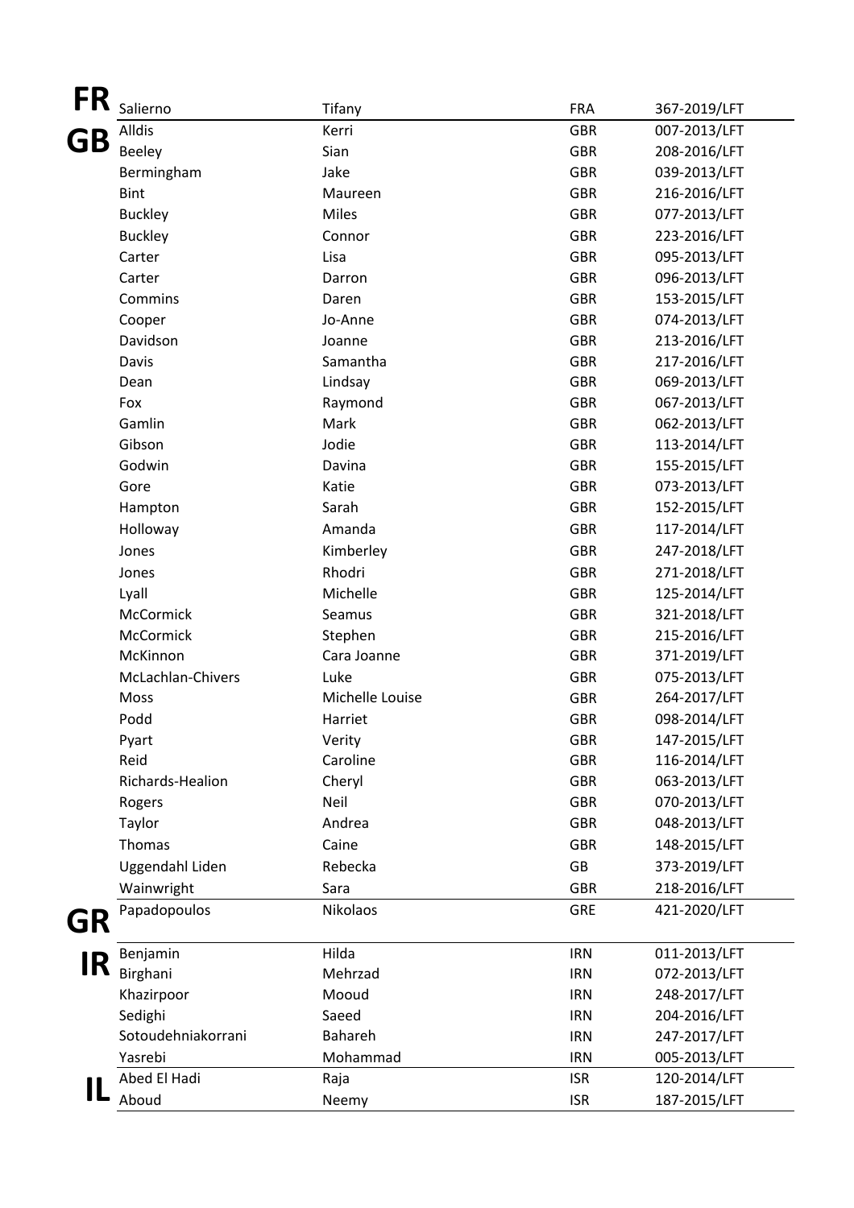| | | | | |
|---|---|---|---|---|
| **FR** | Salierno | Tifany | FRA | 367-2019/LFT |
| **GB** | Alldis | Kerri | GBR | 007-2013/LFT |
| | Beeley | Sian | GBR | 208-2016/LFT |
| | Bermingham | Jake | GBR | 039-2013/LFT |
| | Bint | Maureen | GBR | 216-2016/LFT |
| | Buckley | Miles | GBR | 077-2013/LFT |
| | Buckley | Connor | GBR | 223-2016/LFT |
| | Carter | Lisa | GBR | 095-2013/LFT |
| | Carter | Darron | GBR | 096-2013/LFT |
| | Commins | Daren | GBR | 153-2015/LFT |
| | Cooper | Jo-Anne | GBR | 074-2013/LFT |
| | Davidson | Joanne | GBR | 213-2016/LFT |
| | Davis | Samantha | GBR | 217-2016/LFT |
| | Dean | Lindsay | GBR | 069-2013/LFT |
| | Fox | Raymond | GBR | 067-2013/LFT |
| | Gamlin | Mark | GBR | 062-2013/LFT |
| | Gibson | Jodie | GBR | 113-2014/LFT |
| | Godwin | Davina | GBR | 155-2015/LFT |
| | Gore | Katie | GBR | 073-2013/LFT |
| | Hampton | Sarah | GBR | 152-2015/LFT |
| | Holloway | Amanda | GBR | 117-2014/LFT |
| | Jones | Kimberley | GBR | 247-2018/LFT |
| | Jones | Rhodri | GBR | 271-2018/LFT |
| | Lyall | Michelle | GBR | 125-2014/LFT |
| | McCormick | Seamus | GBR | 321-2018/LFT |
| | McCormick | Stephen | GBR | 215-2016/LFT |
| | McKinnon | Cara Joanne | GBR | 371-2019/LFT |
| | McLachlan-Chivers | Luke | GBR | 075-2013/LFT |
| | Moss | Michelle Louise | GBR | 264-2017/LFT |
| | Podd | Harriet | GBR | 098-2014/LFT |
| | Pyart | Verity | GBR | 147-2015/LFT |
| | Reid | Caroline | GBR | 116-2014/LFT |
| | Richards-Healion | Cheryl | GBR | 063-2013/LFT |
| | Rogers | Neil | GBR | 070-2013/LFT |
| | Taylor | Andrea | GBR | 048-2013/LFT |
| | Thomas | Caine | GBR | 148-2015/LFT |
| | Uggendahl Liden | Rebecka | GB | 373-2019/LFT |
| | Wainwright | Sara | GBR | 218-2016/LFT |
| **GR** | Papadopoulos | Nikolaos | GRE | 421-2020/LFT |
| **IR** | Benjamin | Hilda | IRN | 011-2013/LFT |
| | Birghani | Mehrzad | IRN | 072-2013/LFT |
| | Khazirpoor | Mooud | IRN | 248-2017/LFT |
| | Sedighi | Saeed | IRN | 204-2016/LFT |
| | Sotoudehniakorrani | Bahareh | IRN | 247-2017/LFT |
| | Yasrebi | Mohammad | IRN | 005-2013/LFT |
| **IL** | Abed El Hadi | Raja | ISR | 120-2014/LFT |
| | Aboud | Neemy | ISR | 187-2015/LFT |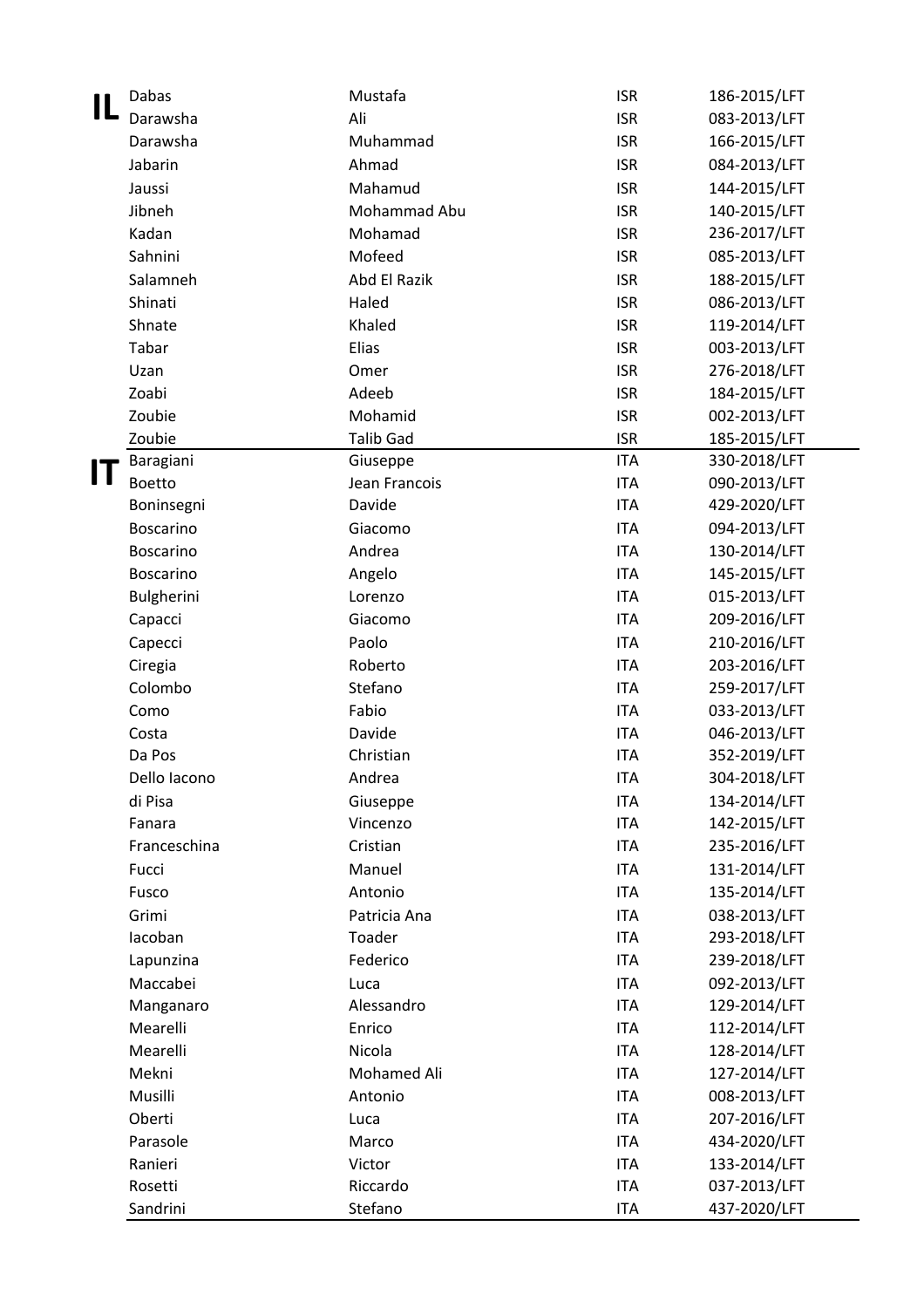| | | | | |
|---|---|---|---|---|
| **IL** | Dabas | Mustafa | ISR | 186-2015/LFT |
| | Darawsha | Ali | ISR | 083-2013/LFT |
| | Darawsha | Muhammad | ISR | 166-2015/LFT |
| | Jabarin | Ahmad | ISR | 084-2013/LFT |
| | Jaussi | Mahamud | ISR | 144-2015/LFT |
| | Jibneh | Mohammad Abu | ISR | 140-2015/LFT |
| | Kadan | Mohamad | ISR | 236-2017/LFT |
| | Sahnini | Mofeed | ISR | 085-2013/LFT |
| | Salamneh | Abd El Razik | ISR | 188-2015/LFT |
| | Shinati | Haled | ISR | 086-2013/LFT |
| | Shnate | Khaled | ISR | 119-2014/LFT |
| | Tabar | Elias | ISR | 003-2013/LFT |
| | Uzan | Omer | ISR | 276-2018/LFT |
| | Zoabi | Adeeb | ISR | 184-2015/LFT |
| | Zoubie | Mohamid | ISR | 002-2013/LFT |
| | Zoubie | Talib Gad | ISR | 185-2015/LFT |
| **IT** | Baragiani | Giuseppe | ITA | 330-2018/LFT |
| | Boetto | Jean Francois | ITA | 090-2013/LFT |
| | Boninsegni | Davide | ITA | 429-2020/LFT |
| | Boscarino | Giacomo | ITA | 094-2013/LFT |
| | Boscarino | Andrea | ITA | 130-2014/LFT |
| | Boscarino | Angelo | ITA | 145-2015/LFT |
| | Bulgherini | Lorenzo | ITA | 015-2013/LFT |
| | Capacci | Giacomo | ITA | 209-2016/LFT |
| | Capecci | Paolo | ITA | 210-2016/LFT |
| | Ciregia | Roberto | ITA | 203-2016/LFT |
| | Colombo | Stefano | ITA | 259-2017/LFT |
| | Como | Fabio | ITA | 033-2013/LFT |
| | Costa | Davide | ITA | 046-2013/LFT |
| | Da Pos | Christian | ITA | 352-2019/LFT |
| | Dello Iacono | Andrea | ITA | 304-2018/LFT |
| | di Pisa | Giuseppe | ITA | 134-2014/LFT |
| | Fanara | Vincenzo | ITA | 142-2015/LFT |
| | Franceschina | Cristian | ITA | 235-2016/LFT |
| | Fucci | Manuel | ITA | 131-2014/LFT |
| | Fusco | Antonio | ITA | 135-2014/LFT |
| | Grimi | Patricia Ana | ITA | 038-2013/LFT |
| | Iacoban | Toader | ITA | 293-2018/LFT |
| | Lapunzina | Federico | ITA | 239-2018/LFT |
| | Maccabei | Luca | ITA | 092-2013/LFT |
| | Manganaro | Alessandro | ITA | 129-2014/LFT |
| | Mearelli | Enrico | ITA | 112-2014/LFT |
| | Mearelli | Nicola | ITA | 128-2014/LFT |
| | Mekni | Mohamed Ali | ITA | 127-2014/LFT |
| | Musilli | Antonio | ITA | 008-2013/LFT |
| | Oberti | Luca | ITA | 207-2016/LFT |
| | Parasole | Marco | ITA | 434-2020/LFT |
| | Ranieri | Victor | ITA | 133-2014/LFT |
| | Rosetti | Riccardo | ITA | 037-2013/LFT |
| | Sandrini | Stefano | ITA | 437-2020/LFT |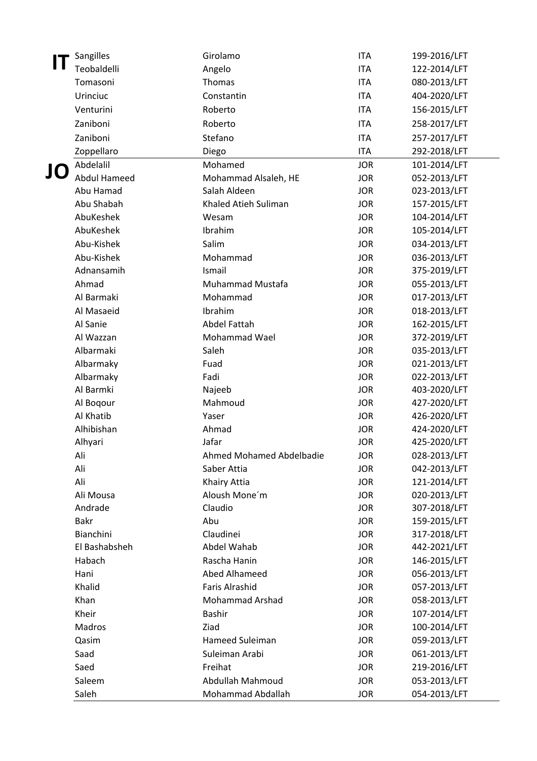| | | | | |
|---|---|---|---|---|
| **IT** | Sangilles | Girolamo | ITA | 199-2016/LFT |
| | Teobaldelli | Angelo | ITA | 122-2014/LFT |
| | Tomasoni | Thomas | ITA | 080-2013/LFT |
| | Urinciuc | Constantin | ITA | 404-2020/LFT |
| | Venturini | Roberto | ITA | 156-2015/LFT |
| | Zaniboni | Roberto | ITA | 258-2017/LFT |
| | Zaniboni | Stefano | ITA | 257-2017/LFT |
| | Zoppellaro | Diego | ITA | 292-2018/LFT |
| **JO** | Abdelalil | Mohamed | JOR | 101-2014/LFT |
| | Abdul Hameed | Mohammad Alsaleh, HE | JOR | 052-2013/LFT |
| | Abu Hamad | Salah Aldeen | JOR | 023-2013/LFT |
| | Abu Shabah | Khaled Atieh Suliman | JOR | 157-2015/LFT |
| | AbuKeshek | Wesam | JOR | 104-2014/LFT |
| | AbuKeshek | Ibrahim | JOR | 105-2014/LFT |
| | Abu-Kishek | Salim | JOR | 034-2013/LFT |
| | Abu-Kishek | Mohammad | JOR | 036-2013/LFT |
| | Adnansamih | Ismail | JOR | 375-2019/LFT |
| | Ahmad | Muhammad Mustafa | JOR | 055-2013/LFT |
| | Al Barmaki | Mohammad | JOR | 017-2013/LFT |
| | Al Masaeid | Ibrahim | JOR | 018-2013/LFT |
| | Al Sanie | Abdel Fattah | JOR | 162-2015/LFT |
| | Al Wazzan | Mohammad Wael | JOR | 372-2019/LFT |
| | Albarmaki | Saleh | JOR | 035-2013/LFT |
| | Albarmaky | Fuad | JOR | 021-2013/LFT |
| | Albarmaky | Fadi | JOR | 022-2013/LFT |
| | Al Barmki | Najeeb | JOR | 403-2020/LFT |
| | Al Boqour | Mahmoud | JOR | 427-2020/LFT |
| | Al Khatib | Yaser | JOR | 426-2020/LFT |
| | Alhibishan | Ahmad | JOR | 424-2020/LFT |
| | Alhyari | Jafar | JOR | 425-2020/LFT |
| | Ali | Ahmed Mohamed Abdelbadie | JOR | 028-2013/LFT |
| | Ali | Saber Attia | JOR | 042-2013/LFT |
| | Ali | Khairy Attia | JOR | 121-2014/LFT |
| | Ali Mousa | Aloush Mone´m | JOR | 020-2013/LFT |
| | Andrade | Claudio | JOR | 307-2018/LFT |
| | Bakr | Abu | JOR | 159-2015/LFT |
| | Bianchini | Claudinei | JOR | 317-2018/LFT |
| | El Bashabsheh | Abdel Wahab | JOR | 442-2021/LFT |
| | Habach | Rascha Hanin | JOR | 146-2015/LFT |
| | Hani | Abed Alhameed | JOR | 056-2013/LFT |
| | Khalid | Faris Alrashid | JOR | 057-2013/LFT |
| | Khan | Mohammad Arshad | JOR | 058-2013/LFT |
| | Kheir | Bashir | JOR | 107-2014/LFT |
| | Madros | Ziad | JOR | 100-2014/LFT |
| | Qasim | Hameed Suleiman | JOR | 059-2013/LFT |
| | Saad | Suleiman Arabi | JOR | 061-2013/LFT |
| | Saed | Freihat | JOR | 219-2016/LFT |
| | Saleem | Abdullah Mahmoud | JOR | 053-2013/LFT |
| | Saleh | Mohammad Abdallah | JOR | 054-2013/LFT |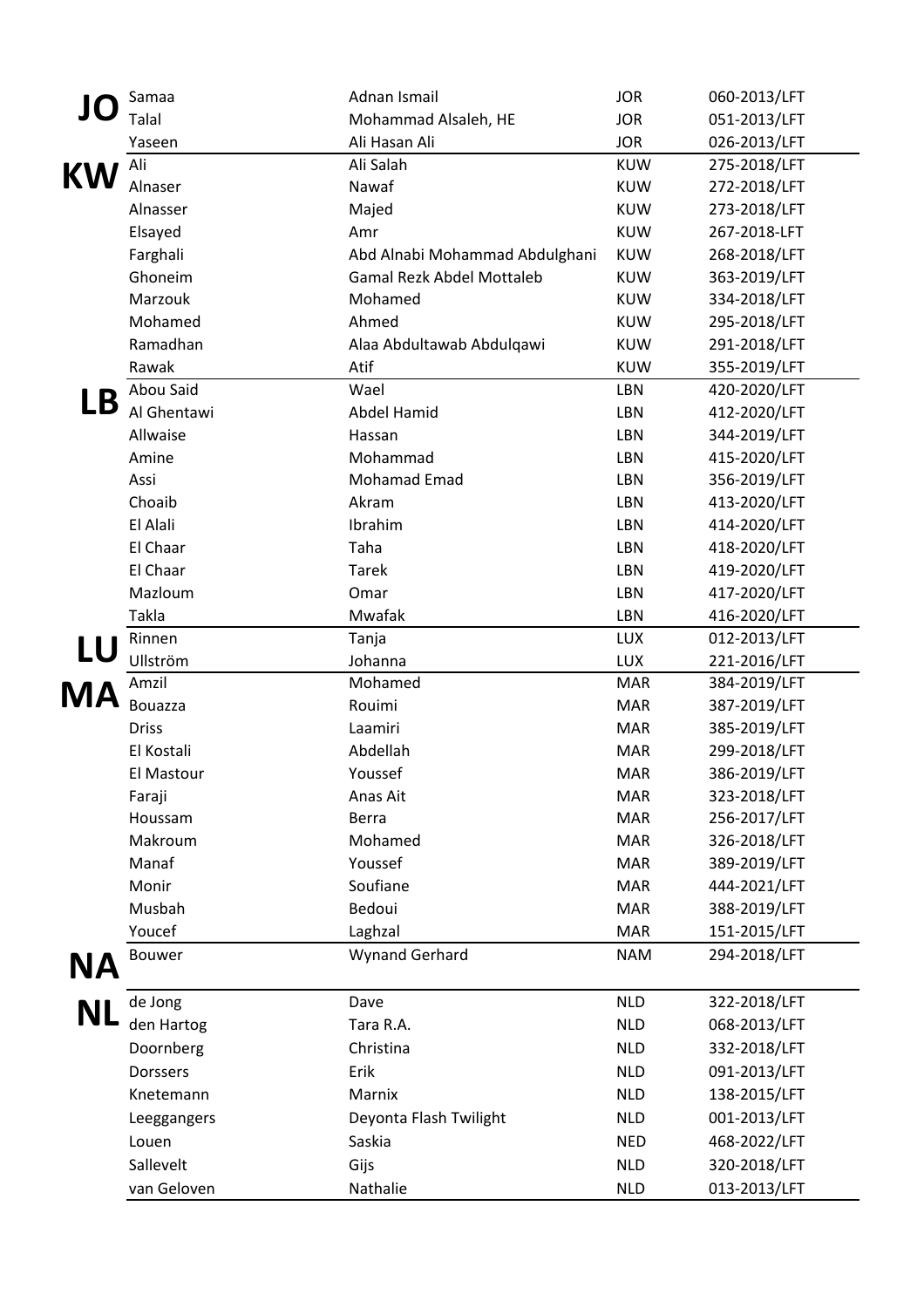| | | | | |
|---|---|---|---|---|
| **JO** | Samaa | Adnan Ismail | JOR | 060-2013/LFT |
| | Talal | Mohammad Alsaleh, HE | JOR | 051-2013/LFT |
| | Yaseen | Ali Hasan Ali | JOR | 026-2013/LFT |
| **KW** | Ali | Ali Salah | KUW | 275-2018/LFT |
| | Alnaser | Nawaf | KUW | 272-2018/LFT |
| | Alnasser | Majed | KUW | 273-2018/LFT |
| | Elsayed | Amr | KUW | 267-2018-LFT |
| | Farghali | Abd Alnabi Mohammad Abdulghani | KUW | 268-2018/LFT |
| | Ghoneim | Gamal Rezk Abdel Mottaleb | KUW | 363-2019/LFT |
| | Marzouk | Mohamed | KUW | 334-2018/LFT |
| | Mohamed | Ahmed | KUW | 295-2018/LFT |
| | Ramadhan | Alaa Abdultawab Abdulqawi | KUW | 291-2018/LFT |
| | Rawak | Atif | KUW | 355-2019/LFT |
| **LB** | Abou Said | Wael | LBN | 420-2020/LFT |
| | Al Ghentawi | Abdel Hamid | LBN | 412-2020/LFT |
| | Allwaise | Hassan | LBN | 344-2019/LFT |
| | Amine | Mohammad | LBN | 415-2020/LFT |
| | Assi | Mohamad Emad | LBN | 356-2019/LFT |
| | Choaib | Akram | LBN | 413-2020/LFT |
| | El Alali | Ibrahim | LBN | 414-2020/LFT |
| | El Chaar | Taha | LBN | 418-2020/LFT |
| | El Chaar | Tarek | LBN | 419-2020/LFT |
| | Mazloum | Omar | LBN | 417-2020/LFT |
| | Takla | Mwafak | LBN | 416-2020/LFT |
| **LU** | Rinnen | Tanja | LUX | 012-2013/LFT |
| | Ullström | Johanna | LUX | 221-2016/LFT |
| **MA** | Amzil | Mohamed | MAR | 384-2019/LFT |
| | Bouazza | Rouimi | MAR | 387-2019/LFT |
| | Driss | Laamiri | MAR | 385-2019/LFT |
| | El Kostali | Abdellah | MAR | 299-2018/LFT |
| | El Mastour | Youssef | MAR | 386-2019/LFT |
| | Faraji | Anas Ait | MAR | 323-2018/LFT |
| | Houssam | Berra | MAR | 256-2017/LFT |
| | Makroum | Mohamed | MAR | 326-2018/LFT |
| | Manaf | Youssef | MAR | 389-2019/LFT |
| | Monir | Soufiane | MAR | 444-2021/LFT |
| | Musbah | Bedoui | MAR | 388-2019/LFT |
| | Youcef | Laghzal | MAR | 151-2015/LFT |
| **NA** | Bouwer | Wynand Gerhard | NAM | 294-2018/LFT |
| **NL** | de Jong | Dave | NLD | 322-2018/LFT |
| | den Hartog | Tara R.A. | NLD | 068-2013/LFT |
| | Doornberg | Christina | NLD | 332-2018/LFT |
| | Dorssers | Erik | NLD | 091-2013/LFT |
| | Knetemann | Marnix | NLD | 138-2015/LFT |
| | Leeggangers | Deyonta Flash Twilight | NLD | 001-2013/LFT |
| | Louen | Saskia | NED | 468-2022/LFT |
| | Sallevelt | Gijs | NLD | 320-2018/LFT |
| | van Geloven | Nathalie | NLD | 013-2013/LFT |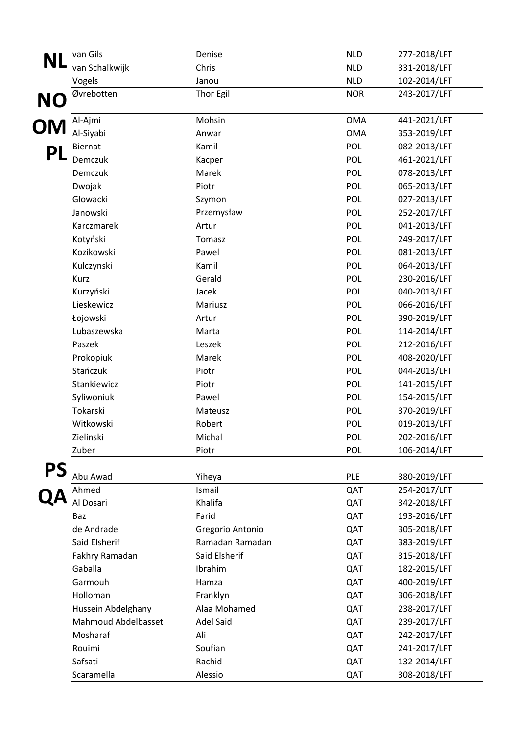| | | | | |
|---|---|---|---|---|
| **NL** | van Gils | Denise | NLD | 277-2018/LFT |
| | van Schalkwijk | Chris | NLD | 331-2018/LFT |
| | Vogels | Janou | NLD | 102-2014/LFT |
| **NO** | Øvrebotten | Thor Egil | NOR | 243-2017/LFT |
| **OM** | Al-Ajmi | Mohsin | OMA | 441-2021/LFT |
| | Al-Siyabi | Anwar | OMA | 353-2019/LFT |
| **PL** | Biernat | Kamil | POL | 082-2013/LFT |
| | Demczuk | Kacper | POL | 461-2021/LFT |
| | Demczuk | Marek | POL | 078-2013/LFT |
| | Dwojak | Piotr | POL | 065-2013/LFT |
| | Glowacki | Szymon | POL | 027-2013/LFT |
| | Janowski | Przemysław | POL | 252-2017/LFT |
| | Karczmarek | Artur | POL | 041-2013/LFT |
| | Kotyński | Tomasz | POL | 249-2017/LFT |
| | Kozikowski | Pawel | POL | 081-2013/LFT |
| | Kulczynski | Kamil | POL | 064-2013/LFT |
| | Kurz | Gerald | POL | 230-2016/LFT |
| | Kurzyński | Jacek | POL | 040-2013/LFT |
| | Lieskewicz | Mariusz | POL | 066-2016/LFT |
| | Łojowski | Artur | POL | 390-2019/LFT |
| | Lubaszewska | Marta | POL | 114-2014/LFT |
| | Paszek | Leszek | POL | 212-2016/LFT |
| | Prokopiuk | Marek | POL | 408-2020/LFT |
| | Stańczuk | Piotr | POL | 044-2013/LFT |
| | Stankiewicz | Piotr | POL | 141-2015/LFT |
| | Syliwoniuk | Pawel | POL | 154-2015/LFT |
| | Tokarski | Mateusz | POL | 370-2019/LFT |
| | Witkowski | Robert | POL | 019-2013/LFT |
| | Zielinski | Michal | POL | 202-2016/LFT |
| | Zuber | Piotr | POL | 106-2014/LFT |
| **PS** | Abu Awad | Yiheya | PLE | 380-2019/LFT |
| **QA** | Ahmed | Ismail | QAT | 254-2017/LFT |
| | Al Dosari | Khalifa | QAT | 342-2018/LFT |
| | Baz | Farid | QAT | 193-2016/LFT |
| | de Andrade | Gregorio Antonio | QAT | 305-2018/LFT |
| | Said Elsherif | Ramadan Ramadan | QAT | 383-2019/LFT |
| | Fakhry Ramadan | Said Elsherif | QAT | 315-2018/LFT |
| | Gaballa | Ibrahim | QAT | 182-2015/LFT |
| | Garmouh | Hamza | QAT | 400-2019/LFT |
| | Holloman | Franklyn | QAT | 306-2018/LFT |
| | Hussein Abdelghany | Alaa Mohamed | QAT | 238-2017/LFT |
| | Mahmoud Abdelbasset | Adel Said | QAT | 239-2017/LFT |
| | Mosharaf | Ali | QAT | 242-2017/LFT |
| | Rouimi | Soufian | QAT | 241-2017/LFT |
| | Safsati | Rachid | QAT | 132-2014/LFT |
| | Scaramella | Alessio | QAT | 308-2018/LFT |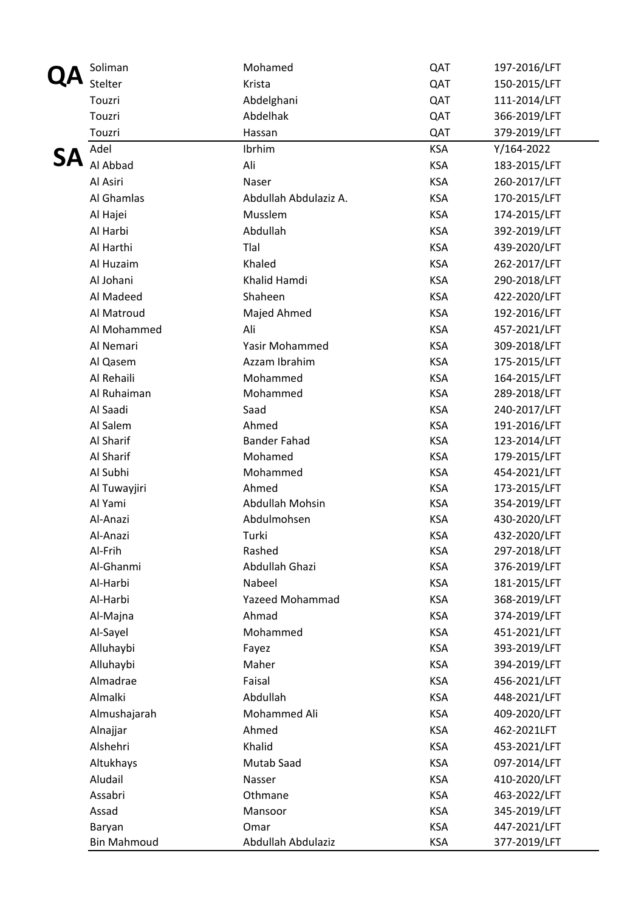| | | | | |
|---|---|---|---|---|
| **QA** | Soliman | Mohamed | QAT | 197-2016/LFT |
| | Stelter | Krista | QAT | 150-2015/LFT |
| | Touzri | Abdelghani | QAT | 111-2014/LFT |
| | Touzri | Abdelhak | QAT | 366-2019/LFT |
| | Touzri | Hassan | QAT | 379-2019/LFT |
| **SA** | Adel | Ibrhim | KSA | Y/164-2022 |
| | Al Abbad | Ali | KSA | 183-2015/LFT |
| | Al Asiri | Naser | KSA | 260-2017/LFT |
| | Al Ghamlas | Abdullah Abdulaziz A. | KSA | 170-2015/LFT |
| | Al Hajei | Musslem | KSA | 174-2015/LFT |
| | Al Harbi | Abdullah | KSA | 392-2019/LFT |
| | Al Harthi | Tlal | KSA | 439-2020/LFT |
| | Al Huzaim | Khaled | KSA | 262-2017/LFT |
| | Al Johani | Khalid Hamdi | KSA | 290-2018/LFT |
| | Al Madeed | Shaheen | KSA | 422-2020/LFT |
| | Al Matroud | Majed Ahmed | KSA | 192-2016/LFT |
| | Al Mohammed | Ali | KSA | 457-2021/LFT |
| | Al Nemari | Yasir Mohammed | KSA | 309-2018/LFT |
| | Al Qasem | Azzam Ibrahim | KSA | 175-2015/LFT |
| | Al Rehaili | Mohammed | KSA | 164-2015/LFT |
| | Al Ruhaiman | Mohammed | KSA | 289-2018/LFT |
| | Al Saadi | Saad | KSA | 240-2017/LFT |
| | Al Salem | Ahmed | KSA | 191-2016/LFT |
| | Al Sharif | Bander Fahad | KSA | 123-2014/LFT |
| | Al Sharif | Mohamed | KSA | 179-2015/LFT |
| | Al Subhi | Mohammed | KSA | 454-2021/LFT |
| | Al Tuwayjiri | Ahmed | KSA | 173-2015/LFT |
| | Al Yami | Abdullah Mohsin | KSA | 354-2019/LFT |
| | Al-Anazi | Abdulmohsen | KSA | 430-2020/LFT |
| | Al-Anazi | Turki | KSA | 432-2020/LFT |
| | Al-Frih | Rashed | KSA | 297-2018/LFT |
| | Al-Ghanmi | Abdullah Ghazi | KSA | 376-2019/LFT |
| | Al-Harbi | Nabeel | KSA | 181-2015/LFT |
| | Al-Harbi | Yazeed Mohammad | KSA | 368-2019/LFT |
| | Al-Majna | Ahmad | KSA | 374-2019/LFT |
| | Al-Sayel | Mohammed | KSA | 451-2021/LFT |
| | Alluhaybi | Fayez | KSA | 393-2019/LFT |
| | Alluhaybi | Maher | KSA | 394-2019/LFT |
| | Almadrae | Faisal | KSA | 456-2021/LFT |
| | Almalki | Abdullah | KSA | 448-2021/LFT |
| | Almushajarah | Mohammed Ali | KSA | 409-2020/LFT |
| | Alnajjar | Ahmed | KSA | 462-2021LFT |
| | Alshehri | Khalid | KSA | 453-2021/LFT |
| | Altukhays | Mutab Saad | KSA | 097-2014/LFT |
| | Aludail | Nasser | KSA | 410-2020/LFT |
| | Assabri | Othmane | KSA | 463-2022/LFT |
| | Assad | Mansoor | KSA | 345-2019/LFT |
| | Baryan | Omar | KSA | 447-2021/LFT |
| | Bin Mahmoud | Abdullah Abdulaziz | KSA | 377-2019/LFT |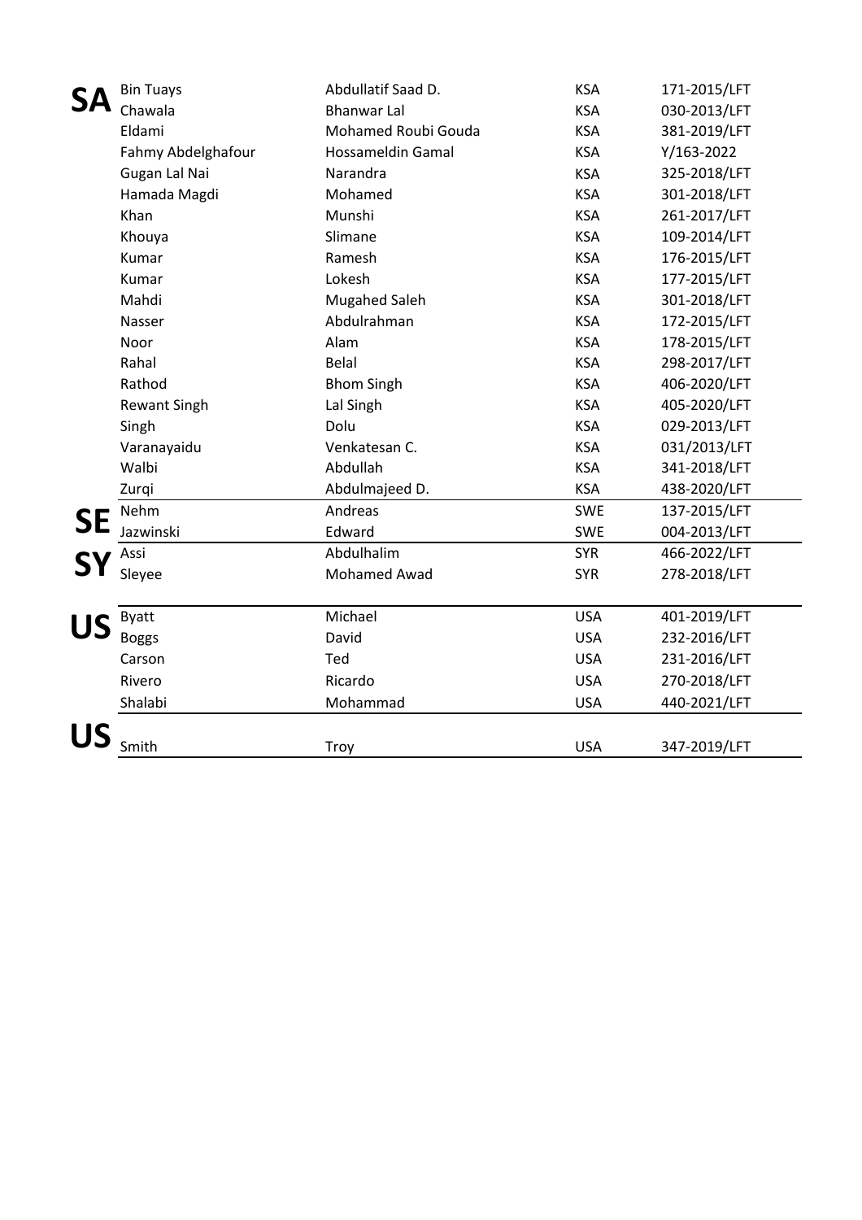| | | | | |
|---|---|---|---|---|
| **SA** | Bin Tuays | Abdullatif Saad D. | KSA | 171-2015/LFT |
| | Chawala | Bhanwar Lal | KSA | 030-2013/LFT |
| | Eldami | Mohamed Roubi Gouda | KSA | 381-2019/LFT |
| | Fahmy Abdelghafour | Hossameldin Gamal | KSA | Y/163-2022 |
| | Gugan Lal Nai | Narandra | KSA | 325-2018/LFT |
| | Hamada Magdi | Mohamed | KSA | 301-2018/LFT |
| | Khan | Munshi | KSA | 261-2017/LFT |
| | Khouya | Slimane | KSA | 109-2014/LFT |
| | Kumar | Ramesh | KSA | 176-2015/LFT |
| | Kumar | Lokesh | KSA | 177-2015/LFT |
| | Mahdi | Mugahed Saleh | KSA | 301-2018/LFT |
| | Nasser | Abdulrahman | KSA | 172-2015/LFT |
| | Noor | Alam | KSA | 178-2015/LFT |
| | Rahal | Belal | KSA | 298-2017/LFT |
| | Rathod | Bhom Singh | KSA | 406-2020/LFT |
| | Rewant Singh | Lal Singh | KSA | 405-2020/LFT |
| | Singh | Dolu | KSA | 029-2013/LFT |
| | Varanayaidu | Venkatesan C. | KSA | 031/2013/LFT |
| | Walbi | Abdullah | KSA | 341-2018/LFT |
| | Zurqi | Abdulmajeed D. | KSA | 438-2020/LFT |
| **SE** | Nehm | Andreas | SWE | 137-2015/LFT |
| | Jazwinski | Edward | SWE | 004-2013/LFT |
| **SY** | Assi | Abdulhalim | SYR | 466-2022/LFT |
| | Sleyee | Mohamed Awad | SYR | 278-2018/LFT |
| **US** | Byatt | Michael | USA | 401-2019/LFT |
| | Boggs | David | USA | 232-2016/LFT |
| | Carson | Ted | USA | 231-2016/LFT |
| | Rivero | Ricardo | USA | 270-2018/LFT |
| | Shalabi | Mohammad | USA | 440-2021/LFT |
| **US** | Smith | Troy | USA | 347-2019/LFT |